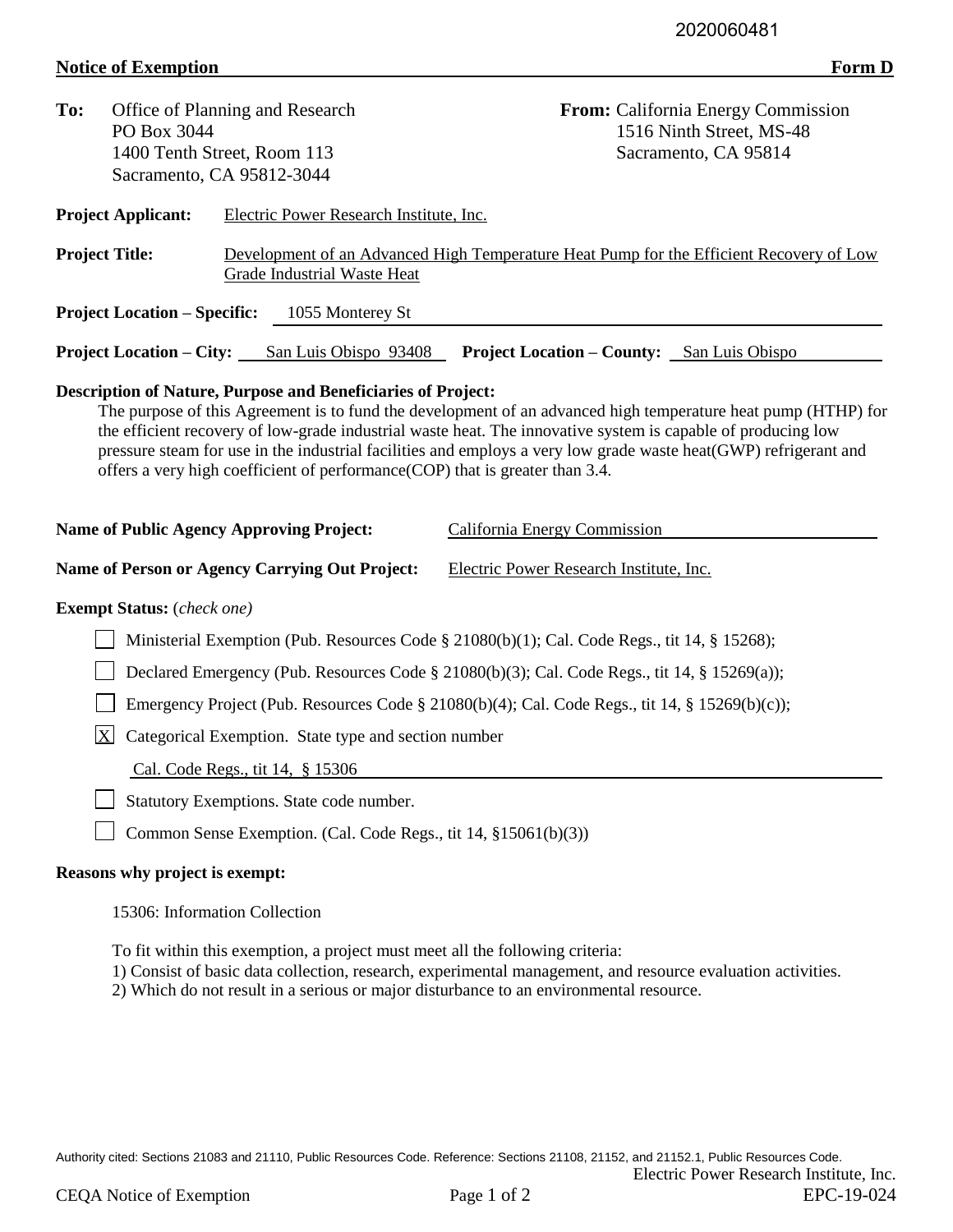2020060481

**Notice of Exemption** **Form D**

**To:** Office of Planning and Research
PO Box 3044
1400 Tenth Street, Room 113
Sacramento, CA 95812-3044

**From:** California Energy Commission
1516 Ninth Street, MS-48
Sacramento, CA 95814

**Project Applicant:** Electric Power Research Institute, Inc.

**Project Title:** Development of an Advanced High Temperature Heat Pump for the Efficient Recovery of Low Grade Industrial Waste Heat

**Project Location – Specific:** 1055 Monterey St

**Project Location – City:** San Luis Obispo 93408 **Project Location – County:** San Luis Obispo

**Description of Nature, Purpose and Beneficiaries of Project:**

The purpose of this Agreement is to fund the development of an advanced high temperature heat pump (HTHP) for the efficient recovery of low-grade industrial waste heat. The innovative system is capable of producing low pressure steam for use in the industrial facilities and employs a very low grade waste heat(GWP) refrigerant and offers a very high coefficient of performance(COP) that is greater than 3.4.

**Name of Public Agency Approving Project:** California Energy Commission

**Name of Person or Agency Carrying Out Project:** Electric Power Research Institute, Inc.

**Exempt Status:** (*check one*)

- [ ] Ministerial Exemption (Pub. Resources Code § 21080(b)(1); Cal. Code Regs., tit 14, § 15268);
- [ ] Declared Emergency (Pub. Resources Code § 21080(b)(3); Cal. Code Regs., tit 14, § 15269(a));
- [ ] Emergency Project (Pub. Resources Code § 21080(b)(4); Cal. Code Regs., tit 14, § 15269(b)(c));
- [X] Categorical Exemption. State type and section number

  Cal. Code Regs., tit 14, § 15306
- [ ] Statutory Exemptions. State code number.
- [ ] Common Sense Exemption. (Cal. Code Regs., tit 14, §15061(b)(3))

**Reasons why project is exempt:**

15306: Information Collection

To fit within this exemption, a project must meet all the following criteria:
1) Consist of basic data collection, research, experimental management, and resource evaluation activities.
2) Which do not result in a serious or major disturbance to an environmental resource.

Authority cited: Sections 21083 and 21110, Public Resources Code. Reference: Sections 21108, 21152, and 21152.1, Public Resources Code.

Electric Power Research Institute, Inc.
EPC-19-024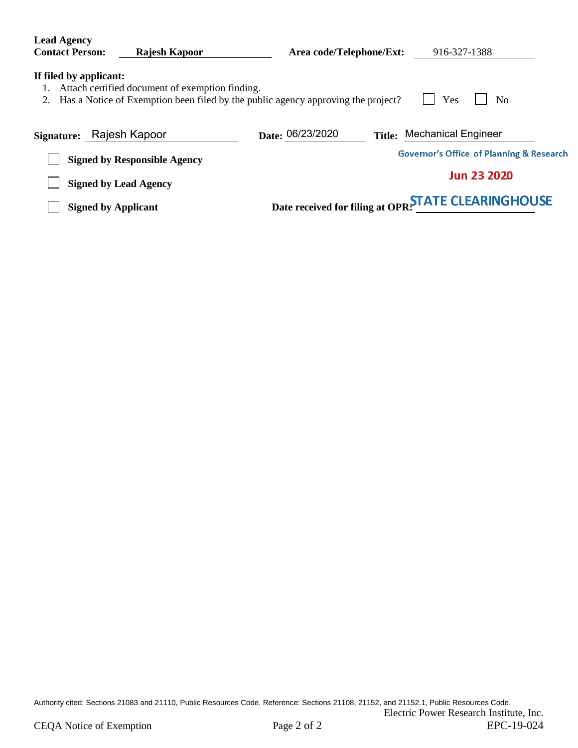**Lead Agency Contact Person:** Rajesh Kapoor **Area code/Telephone/Ext:** 916-327-1388

**If filed by applicant:**

1. Attach certified document of exemption finding.
2. Has a Notice of Exemption been filed by the public agency approving the project? ☐ Yes ☐ No

**Signature:** Rajesh Kapoor **Date:** 06/23/2020 **Title:** Mechanical Engineer

☐ **Signed by Responsible Agency**

☐ **Signed by Lead Agency**

☐ **Signed by Applicant**

**Date received for filing at OPR:** Governor's Office of Planning & Research Jun 23 2020 STATE CLEARINGHOUSE

Authority cited: Sections 21083 and 21110, Public Resources Code. Reference: Sections 21108, 21152, and 21152.1, Public Resources Code.

Electric Power Research Institute, Inc.

CEQA Notice of Exemption EPC-19-024